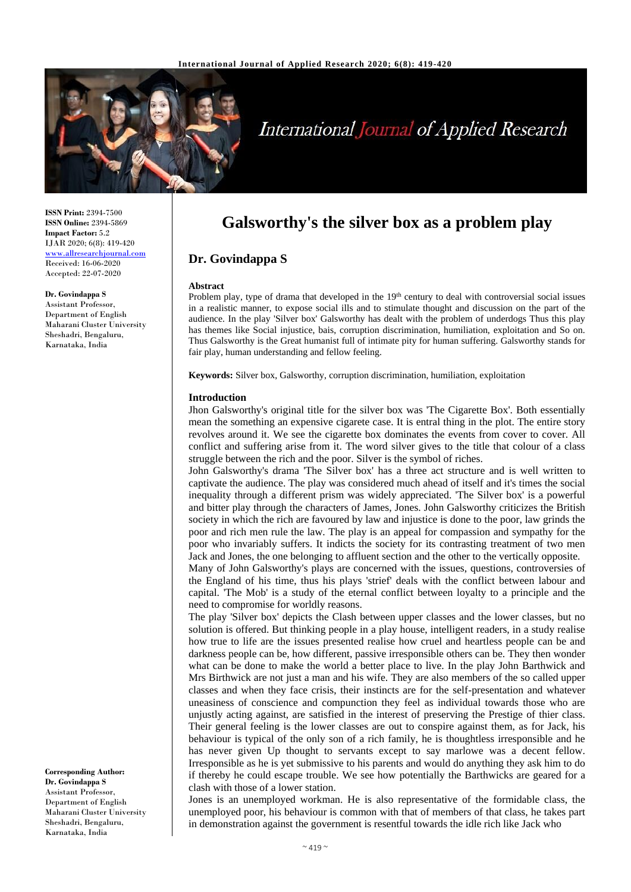**ISSN Print:** 2394-7500
**ISSN Online:** 2394-5869
**Impact Factor:** 5.2
IJAR 2020; 6(8): 419-420
www.allresearchjournal.com
Received: 16-06-2020
Accepted: 22-07-2020

**Dr. Govindappa S**
Assistant Professor,
Department of English
Maharani Cluster University
Sheshadri, Bengaluru,
Karnataka, India

**Corresponding Author:**
**Dr. Govindappa S**
Assistant Professor,
Department of English
Maharani Cluster University
Sheshadri, Bengaluru,
Karnataka, India

# Galsworthy's the silver box as a problem play

## Dr. Govindappa S

### Abstract

Problem play, type of drama that developed in the 19th century to deal with controversial social issues in a realistic manner, to expose social ills and to stimulate thought and discussion on the part of the audience. In the play 'Silver box' Galsworthy has dealt with the problem of underdogs Thus this play has themes like Social injustice, bais, corruption discrimination, humiliation, exploitation and So on. Thus Galsworthy is the Great humanist full of intimate pity for human suffering. Galsworthy stands for fair play, human understanding and fellow feeling.

**Keywords:** Silver box, Galsworthy, corruption discrimination, humiliation, exploitation

### Introduction

Jhon Galsworthy's original title for the silver box was 'The Cigarette Box'. Both essentially mean the something an expensive cigarete case. It is entral thing in the plot. The entire story revolves around it. We see the cigarette box dominates the events from cover to cover. All conflict and suffering arise from it. The word silver gives to the title that colour of a class struggle between the rich and the poor. Silver is the symbol of riches.

John Galsworthy's drama 'The Silver box' has a three act structure and is well written to captivate the audience. The play was considered much ahead of itself and it's times the social inequality through a different prism was widely appreciated. 'The Silver box' is a powerful and bitter play through the characters of James, Jones. John Galsworthy criticizes the British society in which the rich are favoured by law and injustice is done to the poor, law grinds the poor and rich men rule the law. The play is an appeal for compassion and sympathy for the poor who invariably suffers. It indicts the society for its contrasting treatment of two men Jack and Jones, the one belonging to affluent section and the other to the vertically opposite.

Many of John Galsworthy's plays are concerned with the issues, questions, controversies of the England of his time, thus his plays 'strief' deals with the conflict between labour and capital. 'The Mob' is a study of the eternal conflict between loyalty to a principle and the need to compromise for worldly reasons.

The play 'Silver box' depicts the Clash between upper classes and the lower classes, but no solution is offered. But thinking people in a play house, intelligent readers, in a study realise how true to life are the issues presented realise how cruel and heartless people can be and darkness people can be, how different, passive irresponsible others can be. They then wonder what can be done to make the world a better place to live. In the play John Barthwick and Mrs Birthwick are not just a man and his wife. They are also members of the so called upper classes and when they face crisis, their instincts are for the self-presentation and whatever uneasiness of conscience and compunction they feel as individual towards those who are unjustly acting against, are satisfied in the interest of preserving the Prestige of thier class. Their general feeling is the lower classes are out to conspire against them, as for Jack, his behaviour is typical of the only son of a rich family, he is thoughtless irresponsible and he has never given Up thought to servants except to say marlowe was a decent fellow. Irresponsible as he is yet submissive to his parents and would do anything they ask him to do if thereby he could escape trouble. We see how potentially the Barthwicks are geared for a clash with those of a lower station.

Jones is an unemployed workman. He is also representative of the formidable class, the unemployed poor, his behaviour is common with that of members of that class, he takes part in demonstration against the government is resentful towards the idle rich like Jack who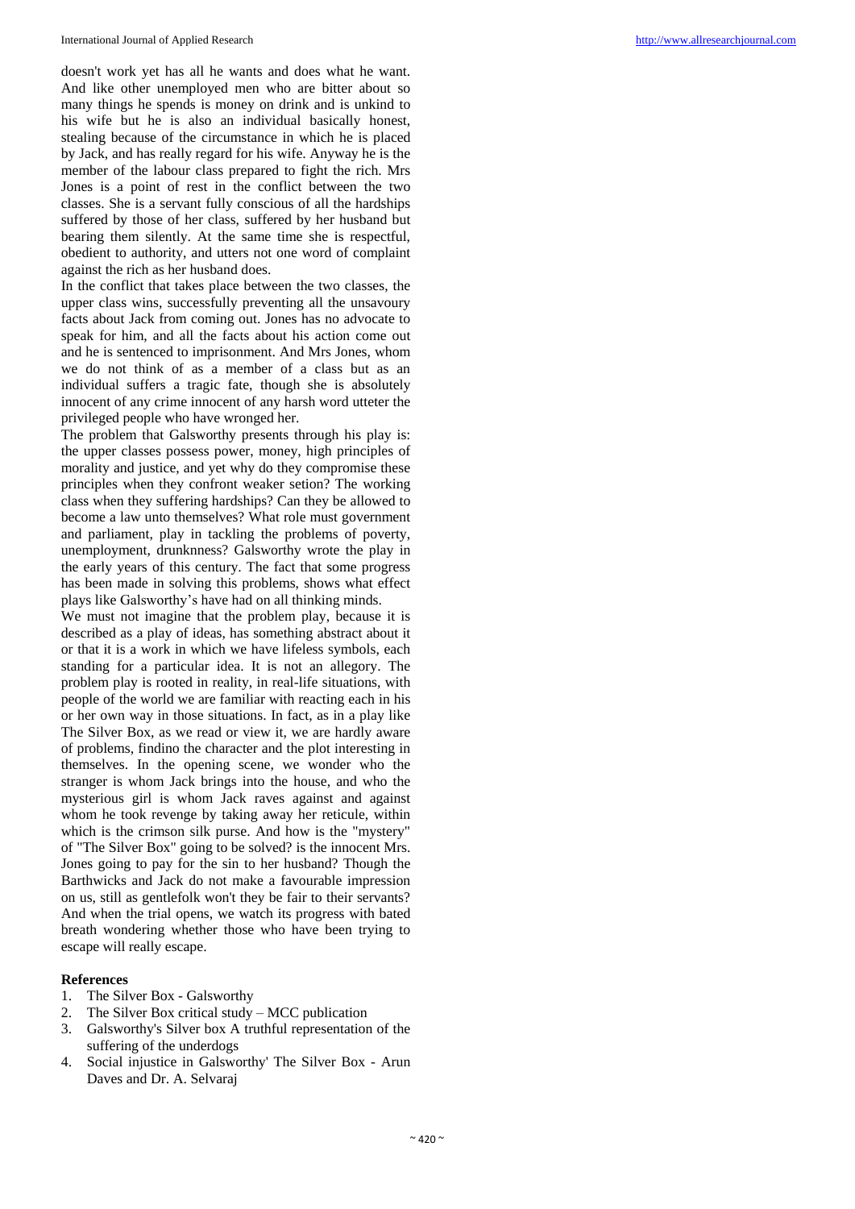doesn't work yet has all he wants and does what he want. And like other unemployed men who are bitter about so many things he spends is money on drink and is unkind to his wife but he is also an individual basically honest, stealing because of the circumstance in which he is placed by Jack, and has really regard for his wife. Anyway he is the member of the labour class prepared to fight the rich. Mrs Jones is a point of rest in the conflict between the two classes. She is a servant fully conscious of all the hardships suffered by those of her class, suffered by her husband but bearing them silently. At the same time she is respectful, obedient to authority, and utters not one word of complaint against the rich as her husband does.

In the conflict that takes place between the two classes, the upper class wins, successfully preventing all the unsavoury facts about Jack from coming out. Jones has no advocate to speak for him, and all the facts about his action come out and he is sentenced to imprisonment. And Mrs Jones, whom we do not think of as a member of a class but as an individual suffers a tragic fate, though she is absolutely innocent of any crime innocent of any harsh word utteter the privileged people who have wronged her.

The problem that Galsworthy presents through his play is: the upper classes possess power, money, high principles of morality and justice, and yet why do they compromise these principles when they confront weaker setion? The working class when they suffering hardships? Can they be allowed to become a law unto themselves? What role must government and parliament, play in tackling the problems of poverty, unemployment, drunknness? Galsworthy wrote the play in the early years of this century. The fact that some progress has been made in solving this problems, shows what effect plays like Galsworthy's have had on all thinking minds.

We must not imagine that the problem play, because it is described as a play of ideas, has something abstract about it or that it is a work in which we have lifeless symbols, each standing for a particular idea. It is not an allegory. The problem play is rooted in reality, in real-life situations, with people of the world we are familiar with reacting each in his or her own way in those situations. In fact, as in a play like The Silver Box, as we read or view it, we are hardly aware of problems, findino the character and the plot interesting in themselves. In the opening scene, we wonder who the stranger is whom Jack brings into the house, and who the mysterious girl is whom Jack raves against and against whom he took revenge by taking away her reticule, within which is the crimson silk purse. And how is the "mystery" of "The Silver Box" going to be solved? is the innocent Mrs. Jones going to pay for the sin to her husband? Though the Barthwicks and Jack do not make a favourable impression on us, still as gentlefolk won't they be fair to their servants? And when the trial opens, we watch its progress with bated breath wondering whether those who have been trying to escape will really escape.

## References

1. The Silver Box - Galsworthy
2. The Silver Box critical study – MCC publication
3. Galsworthy's Silver box A truthful representation of the suffering of the underdogs
4. Social injustice in Galsworthy' The Silver Box - Arun Daves and Dr. A. Selvaraj